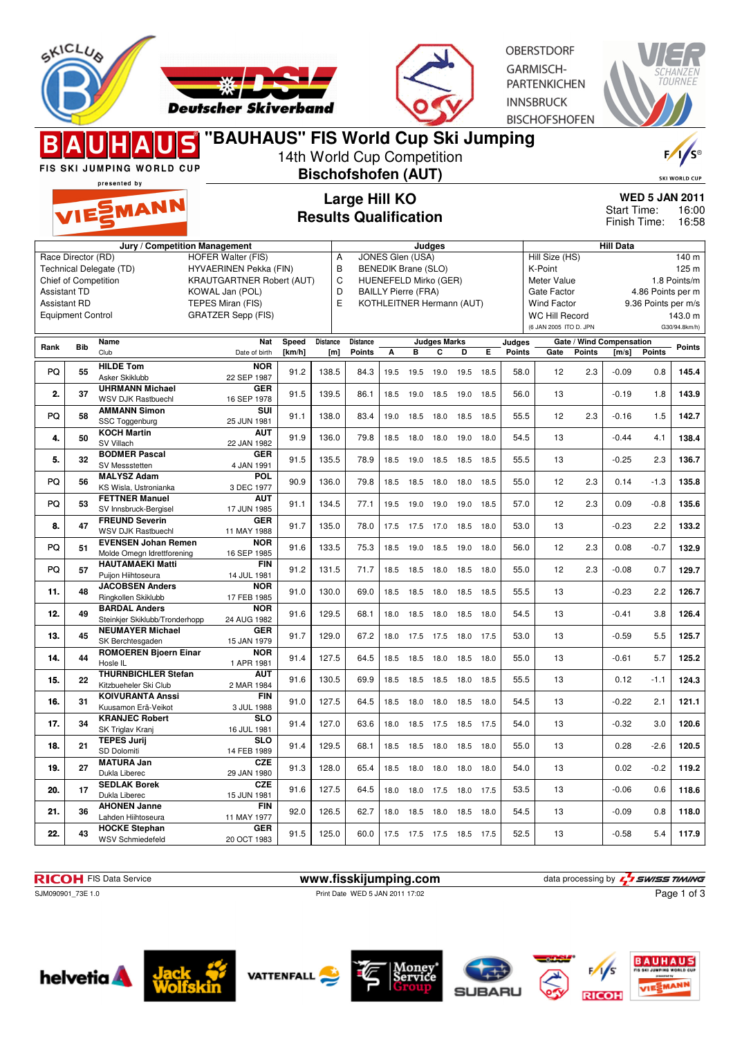# "BAUHAUS" FIS World Cup Ski Jumping

14th World Cup Competition

**Bischofshofen (AUT)**

OBERSTDORF
GARMISCH-PARTENKIRCHEN
INNSBRUCK
BISCHOFSHOFEN

FIS SKI JUMPING WORLD CUP presented by VIESSMANN

## Large Hill KO
## Results Qualification

**WED 5 JAN 2011**
Start Time: 16:00
Finish Time: 16:58

| Jury / Competition Management | | Judges | | Hill Data | |
|---|---|---|---|---|---|
| Race Director (RD) | HOFER Walter (FIS) | A | JONES Glen (USA) | Hill Size (HS) | 140 m |
| Technical Delegate (TD) | HYVAERINEN Pekka (FIN) | B | BENEDIK Brane (SLO) | K-Point | 125 m |
| Chief of Competition | KRAUTGARTNER Robert (AUT) | C | HUENEFELD Mirko (GER) | Meter Value | 1.8 Points/m |
| Assistant TD | KOWAL Jan (POL) | D | BAILLY Pierre (FRA) | Gate Factor | 4.86 Points per m |
| Assistant RD | TEPES Miran (FIS) | E | KOTHLEITNER Hermann (AUT) | Wind Factor | 9.36 Points per m/s |
| Equipment Control | GRATZER Sepp (FIS) | | | WC Hill Record | 143.0 m |
| | | | | (6 JAN 2005 ITO D. JPN | G30/94.8km/h) |

| Rank | Bib | Name / Club | Nat / Date of birth | Speed [km/h] | Distance [m] | Distance Points | A | B | C | D | E | Judges Points | Gate | Gate Points | Wind [m/s] | Wind Points | Points |
|---|---|---|---|---|---|---|---|---|---|---|---|---|---|---|---|---|---|
| PQ | 55 | HILDE Tom / Asker Skiklubb | NOR / 22 SEP 1987 | 91.2 | 138.5 | 84.3 | 19.5 | 19.5 | 19.0 | 19.5 | 18.5 | 58.0 | 12 | 2.3 | -0.09 | 0.8 | 145.4 |
| 2. | 37 | UHRMANN Michael / WSV DJK Rastbuechl | GER / 16 SEP 1978 | 91.5 | 139.5 | 86.1 | 18.5 | 19.0 | 18.5 | 19.0 | 18.5 | 56.0 | 13 | | -0.19 | 1.8 | 143.9 |
| PQ | 58 | AMMANN Simon / SSC Toggenburg | SUI / 25 JUN 1981 | 91.1 | 138.0 | 83.4 | 19.0 | 18.5 | 18.0 | 18.5 | 18.5 | 55.5 | 12 | 2.3 | -0.16 | 1.5 | 142.7 |
| 4. | 50 | KOCH Martin / SV Villach | AUT / 22 JAN 1982 | 91.9 | 136.0 | 79.8 | 18.5 | 18.0 | 18.0 | 19.0 | 18.0 | 54.5 | 13 | | -0.44 | 4.1 | 138.4 |
| 5. | 32 | BODMER Pascal / SV Messstetten | GER / 4 JAN 1991 | 91.5 | 135.5 | 78.9 | 18.5 | 19.0 | 18.5 | 18.5 | 18.5 | 55.5 | 13 | | -0.25 | 2.3 | 136.7 |
| PQ | 56 | MALYSZ Adam / KS Wisla, Ustronianka | POL / 3 DEC 1977 | 90.9 | 136.0 | 79.8 | 18.5 | 18.5 | 18.0 | 18.0 | 18.5 | 55.0 | 12 | 2.3 | 0.14 | -1.3 | 135.8 |
| PQ | 53 | FETTNER Manuel / SV Innsbruck-Bergisel | AUT / 17 JUN 1985 | 91.1 | 134.5 | 77.1 | 19.5 | 19.0 | 19.0 | 19.0 | 18.5 | 57.0 | 12 | 2.3 | 0.09 | -0.8 | 135.6 |
| 8. | 47 | FREUND Severin / WSV DJK Rastbuechl | GER / 11 MAY 1988 | 91.7 | 135.0 | 78.0 | 17.5 | 17.5 | 17.0 | 18.5 | 18.0 | 53.0 | 13 | | -0.23 | 2.2 | 133.2 |
| PQ | 51 | EVENSEN Johan Remen / Molde Omegn Idrettforening | NOR / 16 SEP 1985 | 91.6 | 133.5 | 75.3 | 18.5 | 19.0 | 18.5 | 19.0 | 18.0 | 56.0 | 12 | 2.3 | 0.08 | -0.7 | 132.9 |
| PQ | 57 | HAUTAMAEKI Matti / Puijon Hiihtoseura | FIN / 14 JUL 1981 | 91.2 | 131.5 | 71.7 | 18.5 | 18.5 | 18.0 | 18.5 | 18.0 | 55.0 | 12 | 2.3 | -0.08 | 0.7 | 129.7 |
| 11. | 48 | JACOBSEN Anders / Ringkollen Skiklubb | NOR / 17 FEB 1985 | 91.0 | 130.0 | 69.0 | 18.5 | 18.5 | 18.0 | 18.5 | 18.5 | 55.5 | 13 | | -0.23 | 2.2 | 126.7 |
| 12. | 49 | BARDAL Anders / Steinkjer Skiklubb/Tronderhopp | NOR / 24 AUG 1982 | 91.6 | 129.5 | 68.1 | 18.0 | 18.5 | 18.0 | 18.5 | 18.0 | 54.5 | 13 | | -0.41 | 3.8 | 126.4 |
| 13. | 45 | NEUMAYER Michael / SK Berchtesgaden | GER / 15 JAN 1979 | 91.7 | 129.0 | 67.2 | 18.0 | 17.5 | 17.5 | 18.0 | 17.5 | 53.0 | 13 | | -0.59 | 5.5 | 125.7 |
| 14. | 44 | ROMOEREN Bjoern Einar / Hosle IL | NOR / 1 APR 1981 | 91.4 | 127.5 | 64.5 | 18.5 | 18.5 | 18.0 | 18.5 | 18.0 | 55.0 | 13 | | -0.61 | 5.7 | 125.2 |
| 15. | 22 | THURNBICHLER Stefan / Kitzbueheler Ski Club | AUT / 2 MAR 1984 | 91.6 | 130.5 | 69.9 | 18.5 | 18.5 | 18.5 | 18.0 | 18.5 | 55.5 | 13 | | 0.12 | -1.1 | 124.3 |
| 16. | 31 | KOIVURANTA Anssi / Kuusamon Erä-Veikot | FIN / 3 JUL 1988 | 91.0 | 127.5 | 64.5 | 18.5 | 18.0 | 18.0 | 18.5 | 18.0 | 54.5 | 13 | | -0.22 | 2.1 | 121.1 |
| 17. | 34 | KRANJEC Robert / SK Triglav Kranj | SLO / 16 JUL 1981 | 91.4 | 127.0 | 63.6 | 18.0 | 18.5 | 17.5 | 18.5 | 17.5 | 54.0 | 13 | | -0.32 | 3.0 | 120.6 |
| 18. | 21 | TEPES Jurij / SD Dolomiti | SLO / 14 FEB 1989 | 91.4 | 129.5 | 68.1 | 18.5 | 18.5 | 18.0 | 18.5 | 18.0 | 55.0 | 13 | | 0.28 | -2.6 | 120.5 |
| 19. | 27 | MATURA Jan / Dukla Liberec | CZE / 29 JAN 1980 | 91.3 | 128.0 | 65.4 | 18.5 | 18.0 | 18.0 | 18.0 | 18.0 | 54.0 | 13 | | 0.02 | -0.2 | 119.2 |
| 20. | 17 | SEDLAK Borek / Dukla Liberec | CZE / 15 JUN 1981 | 91.6 | 127.5 | 64.5 | 18.0 | 18.0 | 17.5 | 18.0 | 17.5 | 53.5 | 13 | | -0.06 | 0.6 | 118.6 |
| 21. | 36 | AHONEN Janne / Lahden Hiihtoseura | FIN / 11 MAY 1977 | 92.0 | 126.5 | 62.7 | 18.0 | 18.5 | 18.0 | 18.5 | 18.0 | 54.5 | 13 | | -0.09 | 0.8 | 118.0 |
| 22. | 43 | HOCKE Stephan / WSV Schmiedefeld | GER / 20 OCT 1983 | 91.5 | 125.0 | 60.0 | 17.5 | 17.5 | 17.5 | 18.5 | 17.5 | 52.5 | 13 | | -0.58 | 5.4 | 117.9 |

RICOH FIS Data Service — www.fisskijumping.com — data processing by SWISS TIMING

SJM090901_73E 1.0 — Print Date WED 5 JAN 2011 17:02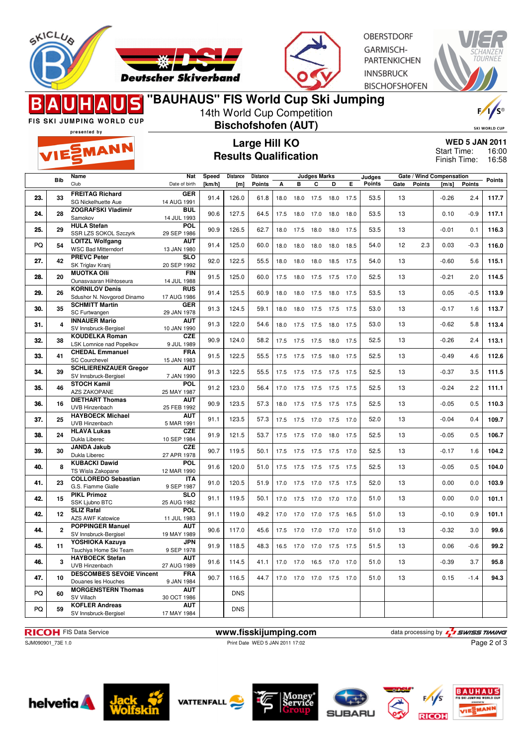# "BAUHAUS" FIS World Cup Ski Jumping

14th World Cup Competition

**Bischofshofen (AUT)**

## Large Hill KO
## Results Qualification

WED 5 JAN 2011
Start Time: 16:00
Finish Time: 16:58

| | Bib | Name / Club | Nat / Date of birth | Speed [km/h] | Distance [m] | Distance Points | A | B | C | D | E | Judges Points | Gate | Gate Points | Wind [m/s] | Wind Points | Points |
|---|---|---|---|---|---|---|---|---|---|---|---|---|---|---|---|---|---|
| 23. | 33 | FREITAG Richard / SG Nickelhuette Aue | GER / 14 AUG 1991 | 91.4 | 126.0 | 61.8 | 18.0 | 18.0 | 17.5 | 18.0 | 17.5 | 53.5 | 13 | | -0.26 | 2.4 | 117.7 |
| 24. | 28 | ZOGRAFSKI Vladimir / Samokov | BUL / 14 JUL 1993 | 90.6 | 127.5 | 64.5 | 17.5 | 18.0 | 17.0 | 18.0 | 18.0 | 53.5 | 13 | | 0.10 | -0.9 | 117.1 |
| 25. | 29 | HULA Stefan / SSR LZS SOKOL Szczyrk | POL / 29 SEP 1986 | 90.9 | 126.5 | 62.7 | 18.0 | 17.5 | 18.0 | 18.0 | 17.5 | 53.5 | 13 | | -0.01 | 0.1 | 116.3 |
| PQ | 54 | LOITZL Wolfgang / WSC Bad Mitterndorf | AUT / 13 JAN 1980 | 91.4 | 125.0 | 60.0 | 18.0 | 18.0 | 18.0 | 18.0 | 18.5 | 54.0 | 12 | 2.3 | 0.03 | -0.3 | 116.0 |
| 27. | 42 | PREVC Peter / SK Triglav Kranj | SLO / 20 SEP 1992 | 92.0 | 122.5 | 55.5 | 18.0 | 18.0 | 18.0 | 18.5 | 17.5 | 54.0 | 13 | | -0.60 | 5.6 | 115.1 |
| 28. | 20 | MUOTKA OIli / Ounasvaaran Hiihtoseura | FIN / 14 JUL 1988 | 91.5 | 125.0 | 60.0 | 17.5 | 18.0 | 17.5 | 17.5 | 17.0 | 52.5 | 13 | | -0.21 | 2.0 | 114.5 |
| 29. | 26 | KORNILOV Denis / Sdushor N. Novgorod Dinamo | RUS / 17 AUG 1986 | 91.4 | 125.5 | 60.9 | 18.0 | 18.0 | 17.5 | 18.0 | 17.5 | 53.5 | 13 | | 0.05 | -0.5 | 113.9 |
| 30. | 35 | SCHMITT Martin / SC Furtwangen | GER / 29 JAN 1978 | 91.3 | 124.5 | 59.1 | 18.0 | 18.0 | 17.5 | 17.5 | 17.5 | 53.0 | 13 | | -0.17 | 1.6 | 113.7 |
| 31. | 4 | INNAUER Mario / SV Innsbruck-Bergisel | AUT / 10 JAN 1990 | 91.3 | 122.0 | 54.6 | 18.0 | 17.5 | 17.5 | 18.0 | 17.5 | 53.0 | 13 | | -0.62 | 5.8 | 113.4 |
| 32. | 38 | KOUDELKA Roman / LSK Lomnice nad Popelkov | CZE / 9 JUL 1989 | 90.9 | 124.0 | 58.2 | 17.5 | 17.5 | 17.5 | 18.0 | 17.5 | 52.5 | 13 | | -0.26 | 2.4 | 113.1 |
| 33. | 41 | CHEDAL Emmanuel / SC Courchevel | FRA / 15 JAN 1983 | 91.5 | 122.5 | 55.5 | 17.5 | 17.5 | 17.5 | 18.0 | 17.5 | 52.5 | 13 | | -0.49 | 4.6 | 112.6 |
| 34. | 39 | SCHLIERENZAUER Gregor / SV Innsbruck-Bergisel | AUT / 7 JAN 1990 | 91.3 | 122.5 | 55.5 | 17.5 | 17.5 | 17.5 | 17.5 | 17.5 | 52.5 | 13 | | -0.37 | 3.5 | 111.5 |
| 35. | 46 | STOCH Kamil / AZS ZAKOPANE | POL / 25 MAY 1987 | 91.2 | 123.0 | 56.4 | 17.0 | 17.5 | 17.5 | 17.5 | 17.5 | 52.5 | 13 | | -0.24 | 2.2 | 111.1 |
| 36. | 16 | DIETHART Thomas / UVB Hinzenbach | AUT / 25 FEB 1992 | 90.9 | 123.5 | 57.3 | 18.0 | 17.5 | 17.5 | 17.5 | 17.5 | 52.5 | 13 | | -0.05 | 0.5 | 110.3 |
| 37. | 25 | HAYBOECK Michael / UVB Hinzenbach | AUT / 5 MAR 1991 | 91.1 | 123.5 | 57.3 | 17.5 | 17.5 | 17.0 | 17.5 | 17.0 | 52.0 | 13 | | -0.04 | 0.4 | 109.7 |
| 38. | 24 | HLAVA Lukas / Dukla Liberec | CZE / 10 SEP 1984 | 91.9 | 121.5 | 53.7 | 17.5 | 17.5 | 17.0 | 18.0 | 17.5 | 52.5 | 13 | | -0.05 | 0.5 | 106.7 |
| 39. | 30 | JANDA Jakub / Dukla Liberec | CZE / 27 APR 1978 | 90.7 | 119.5 | 50.1 | 17.5 | 17.5 | 17.5 | 17.5 | 17.0 | 52.5 | 13 | | -0.17 | 1.6 | 104.2 |
| 40. | 8 | KUBACKI Dawid / TS Wisla Zakopane | POL / 12 MAR 1990 | 91.6 | 120.0 | 51.0 | 17.5 | 17.5 | 17.5 | 17.5 | 17.5 | 52.5 | 13 | | -0.05 | 0.5 | 104.0 |
| 41. | 23 | COLLOREDO Sebastian / G.S. Fiamme Gialle | ITA / 9 SEP 1987 | 91.0 | 120.5 | 51.9 | 17.0 | 17.5 | 17.0 | 17.5 | 17.5 | 52.0 | 13 | | 0.00 | 0.0 | 103.9 |
| 42. | 15 | PIKL Primoz / SSK Ljubno BTC | SLO / 25 AUG 1982 | 91.1 | 119.5 | 50.1 | 17.0 | 17.5 | 17.0 | 17.0 | 17.0 | 51.0 | 13 | | 0.00 | 0.0 | 101.1 |
| 42. | 12 | SLIZ Rafal / AZS AWF Katowice | POL / 11 JUL 1983 | 91.1 | 119.0 | 49.2 | 17.0 | 17.0 | 17.0 | 17.5 | 16.5 | 51.0 | 13 | | -0.10 | 0.9 | 101.1 |
| 44. | 2 | POPPINGER Manuel / SV Innsbruck-Bergisel | AUT / 19 MAY 1989 | 90.6 | 117.0 | 45.6 | 17.5 | 17.0 | 17.0 | 17.0 | 17.0 | 51.0 | 13 | | -0.32 | 3.0 | 99.6 |
| 45. | 11 | YOSHIOKA Kazuya / Tsuchiya Home Ski Team | JPN / 9 SEP 1978 | 91.9 | 118.5 | 48.3 | 16.5 | 17.0 | 17.0 | 17.5 | 17.5 | 51.5 | 13 | | 0.06 | -0.6 | 99.2 |
| 46. | 3 | HAYBOECK Stefan / UVB Hinzenbach | AUT / 27 AUG 1989 | 91.6 | 114.5 | 41.1 | 17.0 | 17.0 | 16.5 | 17.0 | 17.0 | 51.0 | 13 | | -0.39 | 3.7 | 95.8 |
| 47. | 10 | DESCOMBES SEVOIE Vincent / Douanes les Houches | FRA / 9 JAN 1984 | 90.7 | 116.5 | 44.7 | 17.0 | 17.0 | 17.0 | 17.5 | 17.0 | 51.0 | 13 | | 0.15 | -1.4 | 94.3 |
| PQ | 60 | MORGENSTERN Thomas / SV Villach | AUT / 30 OCT 1986 | | DNS | | | | | | | | | | | | |
| PQ | 59 | KOFLER Andreas / SV Innsbruck-Bergisel | AUT / 17 MAY 1984 | | DNS | | | | | | | | | | | | |

RICOH FIS Data Service | www.fisskijumping.com | data processing by SWISS TIMING

SJM090901_73E 1.0 | Print Date WED 5 JAN 2011 17:02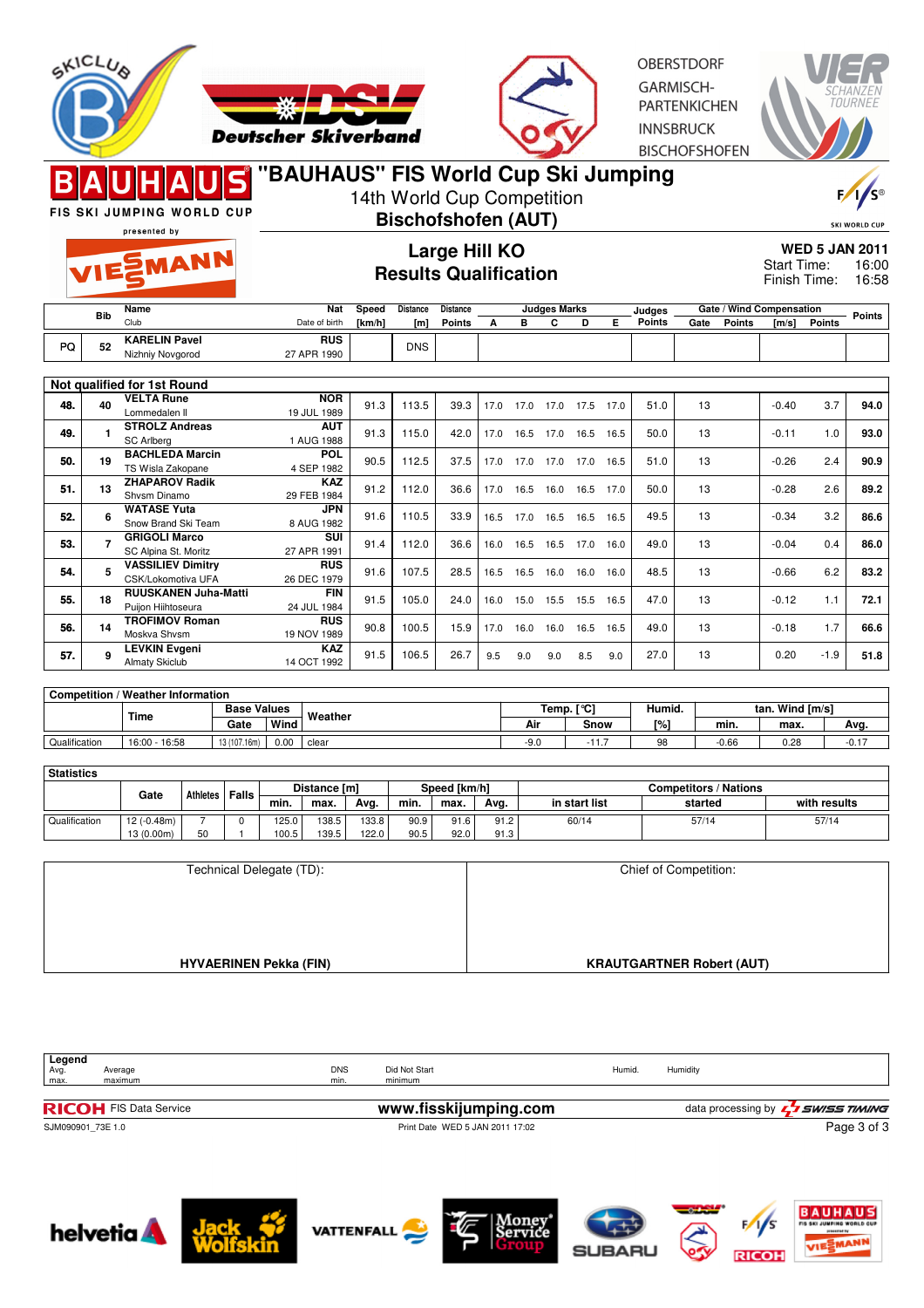# "BAUHAUS" FIS World Cup Ski Jumping

## 14th World Cup Competition
## Bischofshofen (AUT)

FIS SKI JUMPING WORLD CUP presented by VIESSMANN

OBERSTDORF
GARMISCH-PARTENKIRCHEN
INNSBRUCK
BISCHOFSHOFEN

## Large Hill KO
## Results Qualification

WED 5 JAN 2011
Start Time: 16:00
Finish Time: 16:58

| | Bib | Name / Club | Nat / Date of birth | Speed [km/h] | Distance [m] | Distance Points | A | B | C | D | E | Judges Points | Gate | Gate Points | Wind [m/s] | Wind Points | Points |
|---|---|---|---|---|---|---|---|---|---|---|---|---|---|---|---|---|---|
| PQ | 52 | KARELIN Pavel / Nizhniy Novgorod | RUS / 27 APR 1990 | | DNS | | | | | | | | | | | | |

**Not qualified for 1st Round**

| | Bib | Name / Club | Nat / Date of birth | Speed [km/h] | Distance [m] | Distance Points | A | B | C | D | E | Judges Points | Gate | Gate Points | Wind [m/s] | Wind Points | Points |
|---|---|---|---|---|---|---|---|---|---|---|---|---|---|---|---|---|---|
| 48. | 40 | VELTA Rune / Lommedalen Il | NOR / 19 JUL 1989 | 91.3 | 113.5 | 39.3 | 17.0 | 17.0 | 17.0 | 17.5 | 17.0 | 51.0 | 13 | | -0.40 | 3.7 | 94.0 |
| 49. | 1 | STROLZ Andreas / SC Arlberg | AUT / 1 AUG 1988 | 91.3 | 115.0 | 42.0 | 17.0 | 16.5 | 17.0 | 16.5 | 16.5 | 50.0 | 13 | | -0.11 | 1.0 | 93.0 |
| 50. | 19 | BACHLEDA Marcin / TS Wisla Zakopane | POL / 4 SEP 1982 | 90.5 | 112.5 | 37.5 | 17.0 | 17.0 | 17.0 | 17.0 | 16.5 | 51.0 | 13 | | -0.26 | 2.4 | 90.9 |
| 51. | 13 | ZHAPAROV Radik / Shvsm Dinamo | KAZ / 29 FEB 1984 | 91.2 | 112.0 | 36.6 | 17.0 | 16.5 | 16.0 | 16.5 | 17.0 | 50.0 | 13 | | -0.28 | 2.6 | 89.2 |
| 52. | 6 | WATASE Yuta / Snow Brand Ski Team | JPN / 8 AUG 1982 | 91.6 | 110.5 | 33.9 | 16.5 | 17.0 | 16.5 | 16.5 | 16.5 | 49.5 | 13 | | -0.34 | 3.2 | 86.6 |
| 53. | 7 | GRIGOLI Marco / SC Alpina St. Moritz | SUI / 27 APR 1991 | 91.4 | 112.0 | 36.6 | 16.0 | 16.5 | 16.5 | 17.0 | 16.0 | 49.0 | 13 | | -0.04 | 0.4 | 86.0 |
| 54. | 5 | VASSILIEV Dimitry / CSK/Lokomotiva UFA | RUS / 26 DEC 1979 | 91.6 | 107.5 | 28.5 | 16.5 | 16.5 | 16.0 | 16.0 | 16.0 | 48.5 | 13 | | -0.66 | 6.2 | 83.2 |
| 55. | 18 | RUUSKANEN Juha-Matti / Puijon Hiihtoseura | FIN / 24 JUL 1984 | 91.5 | 105.0 | 24.0 | 16.0 | 15.0 | 15.5 | 15.5 | 16.5 | 47.0 | 13 | | -0.12 | 1.1 | 72.1 |
| 56. | 14 | TROFIMOV Roman / Moskva Shvsm | RUS / 19 NOV 1989 | 90.8 | 100.5 | 15.9 | 17.0 | 16.0 | 16.0 | 16.5 | 16.5 | 49.0 | 13 | | -0.18 | 1.7 | 66.6 |
| 57. | 9 | LEVKIN Evgeni / Almaty Skiclub | KAZ / 14 OCT 1992 | 91.5 | 106.5 | 26.7 | 9.5 | 9.0 | 9.0 | 8.5 | 9.0 | 27.0 | 13 | | 0.20 | -1.9 | 51.8 |

**Competition / Weather Information**

| | Time | Base Values Gate | Base Values Wind | Weather | Temp. [°C] Air | Temp. [°C] Snow | Humid. [%] | tan. Wind [m/s] min. | max. | Avg. |
|---|---|---|---|---|---|---|---|---|---|---|
| Qualification | 16:00 - 16:58 | 13 (107.16m) | 0.00 | clear | -9.0 | -11.7 | 98 | -0.66 | 0.28 | -0.17 |

**Statistics**

| | Gate | Athletes | Falls | Distance [m] min. | max. | Avg. | Speed [km/h] min. | max. | Avg. | in start list | started | with results |
|---|---|---|---|---|---|---|---|---|---|---|---|---|
| Qualification | 12 (-0.48m) | 7 | 0 | 125.0 | 138.5 | 133.8 | 90.9 | 91.6 | 91.2 | 60/14 | 57/14 | 57/14 |
| | 13 (0.00m) | 50 | 1 | 100.5 | 139.5 | 122.0 | 90.5 | 92.0 | 91.3 | | | |

| Technical Delegate (TD): | Chief of Competition: |
|---|---|
| HYVAERINEN Pekka (FIN) | KRAUTGARTNER Robert (AUT) |

**Legend**

| | | | | | |
|---|---|---|---|---|---|
| Avg. | Average | DNS | Did Not Start | Humid. | Humidity |
| max. | maximum | min. | minimum | | |

RICOH FIS Data Service — www.fisskijumping.com — data processing by SWISS TIMING

SJM090901_73E 1.0 — Print Date WED 5 JAN 2011 17:02